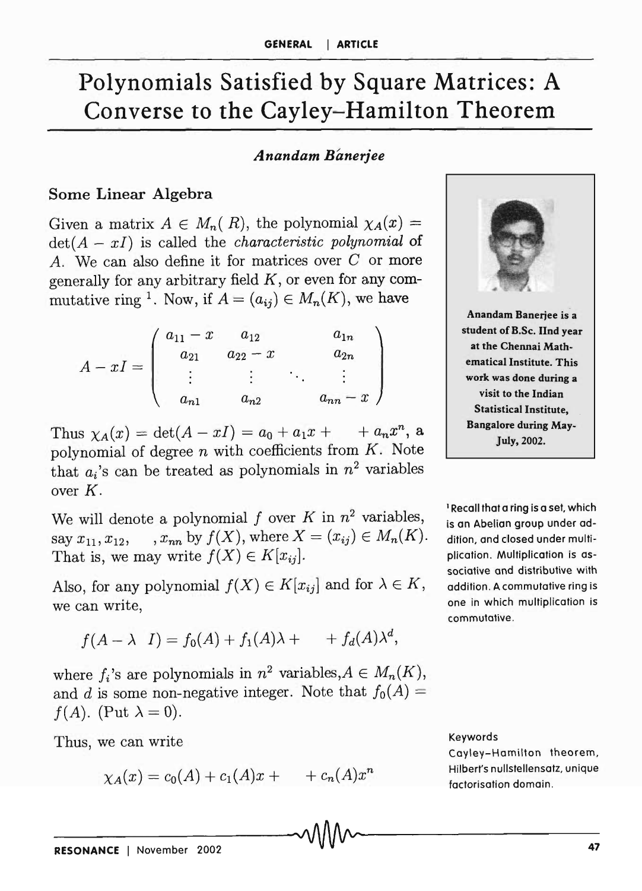# Polynomials Satisfied by Square Matrices: A Converse to the Cayley–Hamilton Theorem

*Anandam Banerjee*

## Some Linear Algebra

Given a matrix $A \in M_n(R)$, the polynomial $\chi_A(x) = \det(A - xI)$ is called the *characteristic polynomial* of $A$. We can also define it for matrices over $C$ or more generally for any arbitrary field $K$, or even for any commutative ring [1]. Now, if $A = (a_{ij}) \in M_n(K)$, we have

$$A - xI = \begin{pmatrix} a_{11} - x & a_{12} & & a_{1n} \\ a_{21} & a_{22} - x & & a_{2n} \\ \vdots & \vdots & \ddots & \vdots \\ a_{n1} & a_{n2} & & a_{nn} - x \end{pmatrix}$$

Thus $\chi_A(x) = \det(A - xI) = a_0 + a_1 x + \quad + a_n x^n$, a polynomial of degree $n$ with coefficients from $K$. Note that $a_i$'s can be treated as polynomials in $n^2$ variables over $K$.

We will denote a polynomial $f$ over $K$ in $n^2$ variables, say $x_{11}, x_{12}, \quad , x_{nn}$ by $f(X)$, where $X = (x_{ij}) \in M_n(K)$. That is, we may write $f(X) \in K[x_{ij}]$.

Also, for any polynomial $f(X) \in K[x_{ij}]$ and for $\lambda \in K$, we can write,

$$f(A - \lambda \ I) = f_0(A) + f_1(A)\lambda + \quad + f_d(A)\lambda^d,$$

where $f_i$'s are polynomials in $n^2$ variables, $A \in M_n(K)$, and $d$ is some non-negative integer. Note that $f_0(A) = f(A)$. (Put $\lambda = 0$).

Thus, we can write

$$\chi_A(x) = c_0(A) + c_1(A)x + \quad + c_n(A)x^n$$

Anandam Banerjee is a student of B.Sc. IInd year at the Chennai Mathematical Institute. This work was done during a visit to the Indian Statistical Institute, Bangalore during May-July, 2002.

[1] Recall that a ring is a set, which is an Abelian group under addition, and closed under multiplication. Multiplication is associative and distributive with addition. A commutative ring is one in which multiplication is commutative.

Keywords

Cayley–Hamilton theorem, Hilbert's nullstellensatz, unique factorisation domain.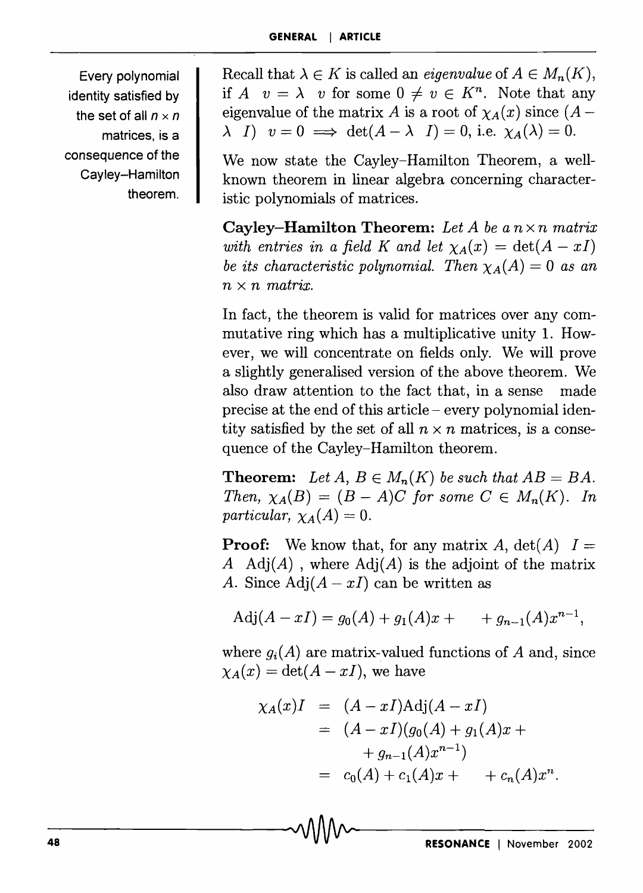Every polynomial identity satisfied by the set of all $n \times n$ matrices, is a consequence of the Cayley–Hamilton theorem.

Recall that $\lambda \in K$ is called an *eigenvalue* of $A \in M_n(K)$, if $A \; v = \lambda \; v$ for some $0 \neq v \in K^n$. Note that any eigenvalue of the matrix $A$ is a root of $\chi_A(x)$ since $(A - \lambda \; I) \; v = 0 \implies \det(A - \lambda \; I) = 0$, i.e. $\chi_A(\lambda) = 0$.

We now state the Cayley–Hamilton Theorem, a well-known theorem in linear algebra concerning characteristic polynomials of matrices.

**Cayley–Hamilton Theorem:** *Let $A$ be a $n \times n$ matrix with entries in a field $K$ and let $\chi_A(x) = \det(A - xI)$ be its characteristic polynomial. Then $\chi_A(A) = 0$ as an $n \times n$ matrix.*

In fact, the theorem is valid for matrices over any commutative ring which has a multiplicative unity 1. However, we will concentrate on fields only. We will prove a slightly generalised version of the above theorem. We also draw attention to the fact that, in a sense made precise at the end of this article – every polynomial identity satisfied by the set of all $n \times n$ matrices, is a consequence of the Cayley–Hamilton theorem.

**Theorem:** *Let $A, B \in M_n(K)$ be such that $AB = BA$. Then, $\chi_A(B) = (B - A)C$ for some $C \in M_n(K)$. In particular, $\chi_A(A) = 0$.*

**Proof:** We know that, for any matrix $A$, $\det(A) \; I = A \; \mathrm{Adj}(A)$ , where $\mathrm{Adj}(A)$ is the adjoint of the matrix $A$. Since $\mathrm{Adj}(A - xI)$ can be written as

$$\mathrm{Adj}(A - xI) = g_0(A) + g_1(A)x + \quad + g_{n-1}(A)x^{n-1},$$

where $g_i(A)$ are matrix-valued functions of $A$ and, since $\chi_A(x) = \det(A - xI)$, we have

$$\begin{aligned}
\chi_A(x)I &= (A - xI)\mathrm{Adj}(A - xI) \\
&= (A - xI)(g_0(A) + g_1(A)x + \\
&\qquad + g_{n-1}(A)x^{n-1}) \\
&= c_0(A) + c_1(A)x + \quad + c_n(A)x^n.
\end{aligned}$$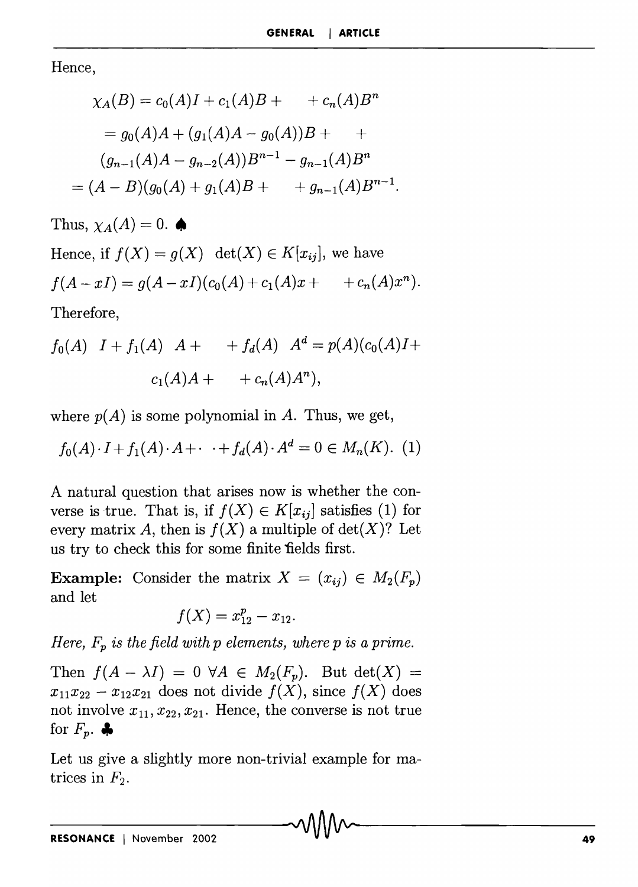Hence,

$$\chi_A(B) = c_0(A)I + c_1(A)B + \quad + c_n(A)B^n$$

$$= g_0(A)A + (g_1(A)A - g_0(A))B + \quad +$$

$$(g_{n-1}(A)A - g_{n-2}(A))B^{n-1} - g_{n-1}(A)B^n$$

$$= (A - B)(g_0(A) + g_1(A)B + \quad + g_{n-1}(A)B^{n-1}.$$

Thus, $\chi_A(A) = 0$. ♠

Hence, if $f(X) = g(X) \ \det(X) \in K[x_{ij}]$, we have

$$f(A - xI) = g(A - xI)(c_0(A) + c_1(A)x + \quad + c_n(A)x^n).$$

Therefore,

$$f_0(A) \ \ I + f_1(A) \ \ A + \quad + f_d(A) \ \ A^d = p(A)(c_0(A)I +$$

$$c_1(A)A + \quad + c_n(A)A^n),$$

where $p(A)$ is some polynomial in $A$. Thus, we get,

$$f_0(A) \cdot I + f_1(A) \cdot A + \cdot \ \cdot + f_d(A) \cdot A^d = 0 \in M_n(K). \quad (1)$$

A natural question that arises now is whether the converse is true. That is, if $f(X) \in K[x_{ij}]$ satisfies (1) for every matrix $A$, then is $f(X)$ a multiple of $\det(X)$? Let us try to check this for some finite fields first.

**Example:** Consider the matrix $X = (x_{ij}) \in M_2(F_p)$ and let

$$f(X) = x_{12}^p - x_{12}.$$

*Here, $F_p$ is the field with $p$ elements, where $p$ is a prime.*

Then $f(A - \lambda I) = 0 \ \forall A \in M_2(F_p)$. But $\det(X) = x_{11}x_{22} - x_{12}x_{21}$ does not divide $f(X)$, since $f(X)$ does not involve $x_{11}, x_{22}, x_{21}$. Hence, the converse is not true for $F_p$. ♣

Let us give a slightly more non-trivial example for matrices in $F_2$.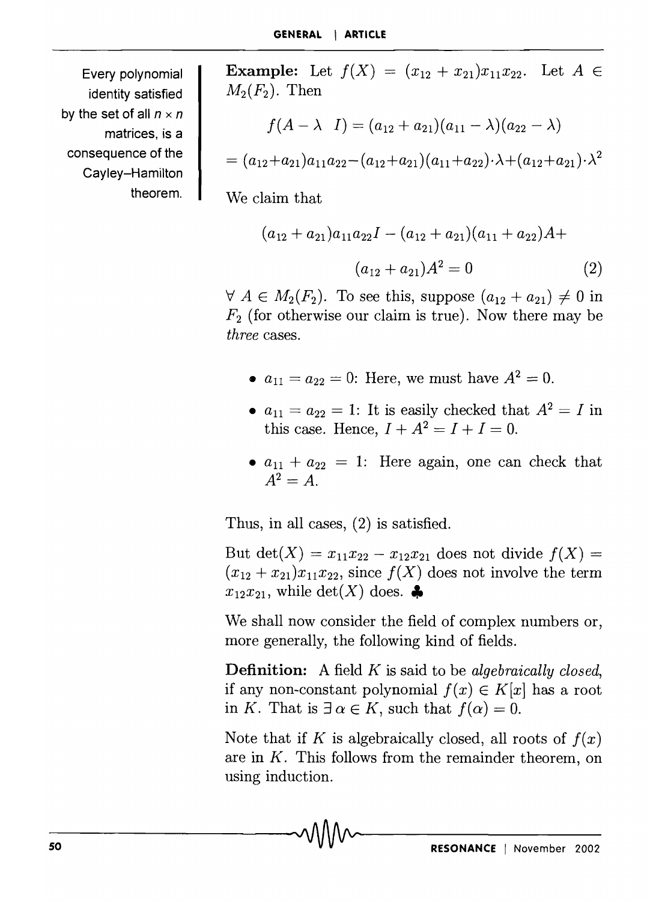Every polynomial identity satisfied by the set of all $n \times n$ matrices, is a consequence of the Cayley–Hamilton theorem.

**Example:** Let $f(X) = (x_{12} + x_{21})x_{11}x_{22}$. Let $A \in M_2(F_2)$. Then

$$f(A - \lambda \ I) = (a_{12} + a_{21})(a_{11} - \lambda)(a_{22} - \lambda)$$

$$= (a_{12}+a_{21})a_{11}a_{22} - (a_{12}+a_{21})(a_{11}+a_{22})\cdot\lambda + (a_{12}+a_{21})\cdot\lambda^2$$

We claim that

$$(a_{12} + a_{21})a_{11}a_{22}I - (a_{12} + a_{21})(a_{11} + a_{22})A + (a_{12} + a_{21})A^2 = 0 \qquad (2)$$

$\forall \ A \in M_2(F_2)$. To see this, suppose $(a_{12} + a_{21}) \neq 0$ in $F_2$ (for otherwise our claim is true). Now there may be *three* cases.

- $a_{11} = a_{22} = 0$: Here, we must have $A^2 = 0$.
- $a_{11} = a_{22} = 1$: It is easily checked that $A^2 = I$ in this case. Hence, $I + A^2 = I + I = 0$.
- $a_{11} + a_{22} = 1$: Here again, one can check that $A^2 = A$.

Thus, in all cases, (2) is satisfied.

But $\det(X) = x_{11}x_{22} - x_{12}x_{21}$ does not divide $f(X) = (x_{12} + x_{21})x_{11}x_{22}$, since $f(X)$ does not involve the term $x_{12}x_{21}$, while $\det(X)$ does. ♣

We shall now consider the field of complex numbers or, more generally, the following kind of fields.

**Definition:** A field $K$ is said to be *algebraically closed*, if any non-constant polynomial $f(x) \in K[x]$ has a root in $K$. That is $\exists \, \alpha \in K$, such that $f(\alpha) = 0$.

Note that if $K$ is algebraically closed, all roots of $f(x)$ are in $K$. This follows from the remainder theorem, on using induction.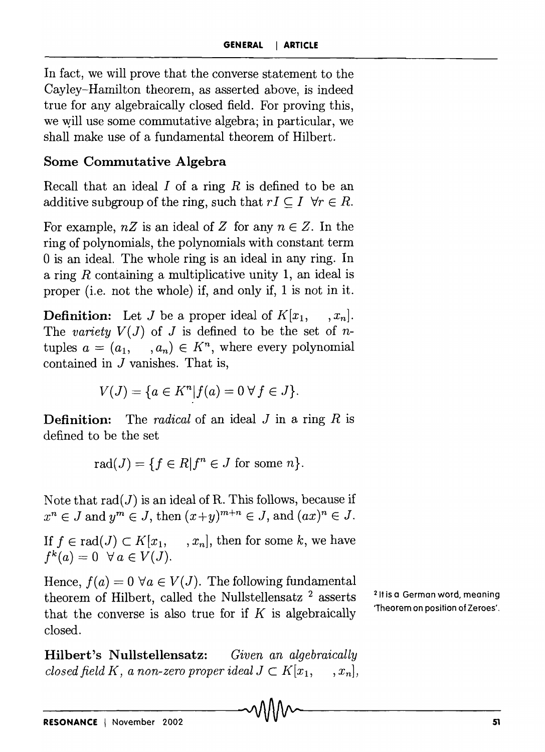In fact, we will prove that the converse statement to the Cayley–Hamilton theorem, as asserted above, is indeed true for any algebraically closed field. For proving this, we will use some commutative algebra; in particular, we shall make use of a fundamental theorem of Hilbert.

## Some Commutative Algebra

Recall that an ideal $I$ of a ring $R$ is defined to be an additive subgroup of the ring, such that $rI \subseteq I \;\; \forall r \in R$.

For example, $nZ$ is an ideal of $Z$ for any $n \in Z$. In the ring of polynomials, the polynomials with constant term 0 is an ideal. The whole ring is an ideal in any ring. In a ring $R$ containing a multiplicative unity 1, an ideal is proper (i.e. not the whole) if, and only if, 1 is not in it.

**Definition:** Let $J$ be a proper ideal of $K[x_1, \;\; , x_n]$. The *variety* $V(J)$ of $J$ is defined to be the set of $n$-tuples $a = (a_1, \;\; , a_n) \in K^n$, where every polynomial contained in $J$ vanishes. That is,

$$V(J) = \{a \in K^n | f(a) = 0 \, \forall \, f \in J\}.$$

**Definition:** The *radical* of an ideal $J$ in a ring $R$ is defined to be the set

$$\mathrm{rad}(J) = \{f \in R | f^n \in J \text{ for some } n\}.$$

Note that $\mathrm{rad}(J)$ is an ideal of R. This follows, because if $x^n \in J$ and $y^m \in J$, then $(x+y)^{m+n} \in J$, and $(ax)^n \in J$.

If $f \in \mathrm{rad}(J) \subset K[x_1, \;\; , x_n]$, then for some $k$, we have $f^k(a) = 0 \;\; \forall \, a \in V(J)$.

Hence, $f(a) = 0 \; \forall a \in V(J)$. The following fundamental theorem of Hilbert, called the Nullstellensatz [2] asserts that the converse is also true for if $K$ is algebraically closed.

[2] It is a German word, meaning 'Theorem on position of Zeroes'.

**Hilbert's Nullstellensatz:** *Given an algebraically closed field $K$, a non-zero proper ideal $J \subset K[x_1, \;\; , x_n]$,*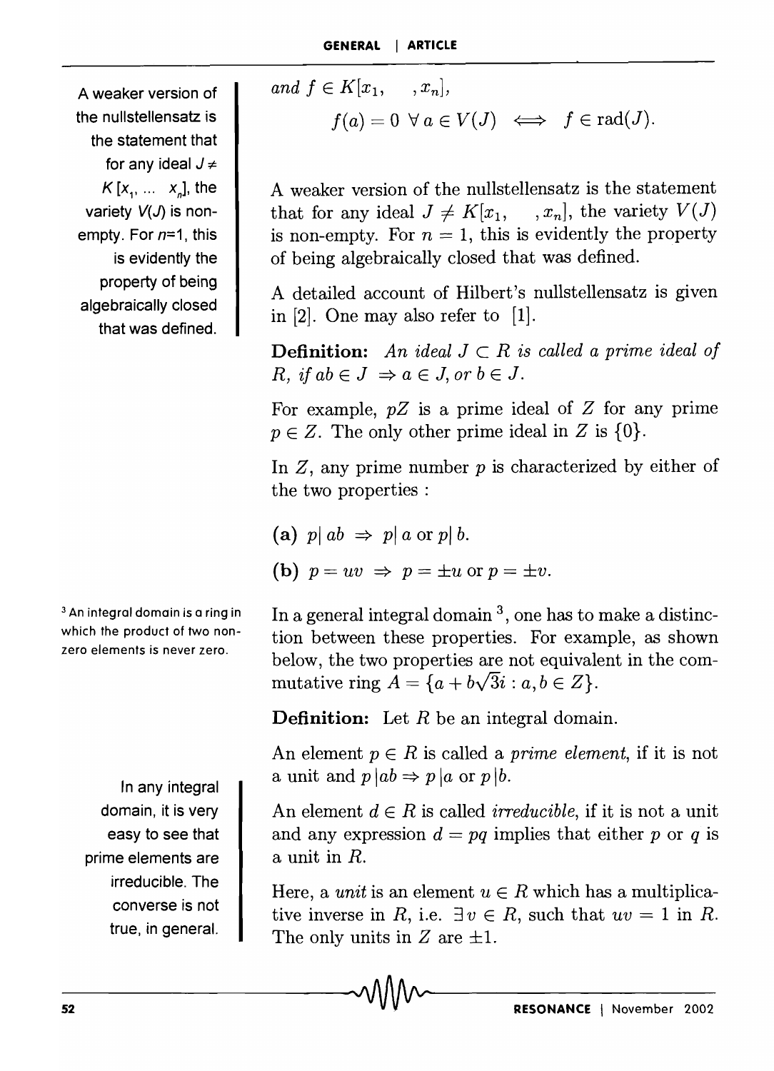*and* $f \in K[x_1, \quad , x_n]$,

$$f(a) = 0 \ \forall \, a \in V(J) \iff f \in \text{rad}(J).$$

A weaker version of the nullstellensatz is the statement that for any ideal $J \neq K[x_1, \quad , x_n]$, the variety $V(J)$ is non-empty. For $n = 1$, this is evidently the property of being algebraically closed that was defined.

A detailed account of Hilbert's nullstellensatz is given in [2]. One may also refer to [1].

**Definition:** *An ideal $J \subset R$ is called a prime ideal of $R$, if $ab \in J \Rightarrow a \in J$, or $b \in J$.*

For example, $pZ$ is a prime ideal of $Z$ for any prime $p \in Z$. The only other prime ideal in $Z$ is $\{0\}$.

In $Z$, any prime number $p$ is characterized by either of the two properties :

**(a)** $p | \, ab \Rightarrow p | \, a$ or $p | \, b$.

**(b)** $p = uv \Rightarrow p = \pm u$ or $p = \pm v$.

In a general integral domain [3], one has to make a distinction between these properties. For example, as shown below, the two properties are not equivalent in the commutative ring $A = \{a + b\sqrt{3}i : a, b \in Z\}$.

[3] An integral domain is a ring in which the product of two nonzero elements is never zero.

**Definition:** Let $R$ be an integral domain.

An element $p \in R$ is called a *prime element*, if it is not a unit and $p \, | ab \Rightarrow p \, | a$ or $p \, | b$.

An element $d \in R$ is called *irreducible*, if it is not a unit and any expression $d = pq$ implies that either $p$ or $q$ is a unit in $R$.

Here, a *unit* is an element $u \in R$ which has a multiplicative inverse in $R$, i.e. $\exists \, v \in R$, such that $uv = 1$ in $R$. The only units in $Z$ are $\pm 1$.

In any integral domain, it is very easy to see that prime elements are irreducible. The converse is not true, in general.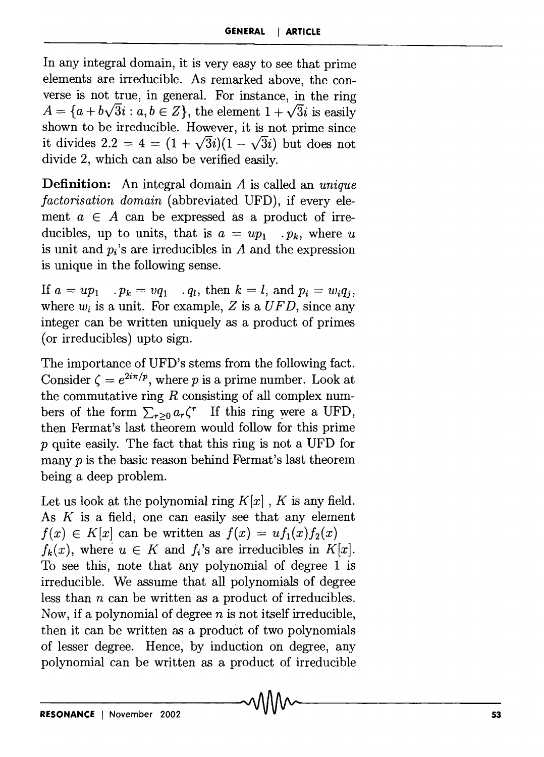In any integral domain, it is very easy to see that prime elements are irreducible. As remarked above, the converse is not true, in general. For instance, in the ring $A = \{a + b\sqrt{3}i : a, b \in Z\}$, the element $1 + \sqrt{3}i$ is easily shown to be irreducible. However, it is not prime since it divides $2.2 = 4 = (1 + \sqrt{3}i)(1 - \sqrt{3}i)$ but does not divide 2, which can also be verified easily.

**Definition:** An integral domain $A$ is called an *unique factorisation domain* (abbreviated UFD), if every element $a \in A$ can be expressed as a product of irreducibles, up to units, that is $a = up_1 \cdots p_k$, where $u$ is unit and $p_i$'s are irreducibles in $A$ and the expression is unique in the following sense.

If $a = up_1 \cdots p_k = vq_1 \cdots q_l$, then $k = l$, and $p_i = w_i q_j$, where $w_i$ is a unit. For example, $Z$ is a $UFD$, since any integer can be written uniquely as a product of primes (or irreducibles) upto sign.

The importance of UFD's stems from the following fact. Consider $\zeta = e^{2i\pi/p}$, where $p$ is a prime number. Look at the commutative ring $R$ consisting of all complex numbers of the form $\sum_{r \geq 0} a_r \zeta^r$ If this ring were a UFD, then Fermat's last theorem would follow for this prime $p$ quite easily. The fact that this ring is not a UFD for many $p$ is the basic reason behind Fermat's last theorem being a deep problem.

Let us look at the polynomial ring $K[x]$ , $K$ is any field. As $K$ is a field, one can easily see that any element $f(x) \in K[x]$ can be written as $f(x) = uf_1(x)f_2(x) \cdots f_k(x)$, where $u \in K$ and $f_i$'s are irreducibles in $K[x]$. To see this, note that any polynomial of degree 1 is irreducible. We assume that all polynomials of degree less than $n$ can be written as a product of irreducibles. Now, if a polynomial of degree $n$ is not itself irreducible, then it can be written as a product of two polynomials of lesser degree. Hence, by induction on degree, any polynomial can be written as a product of irreducible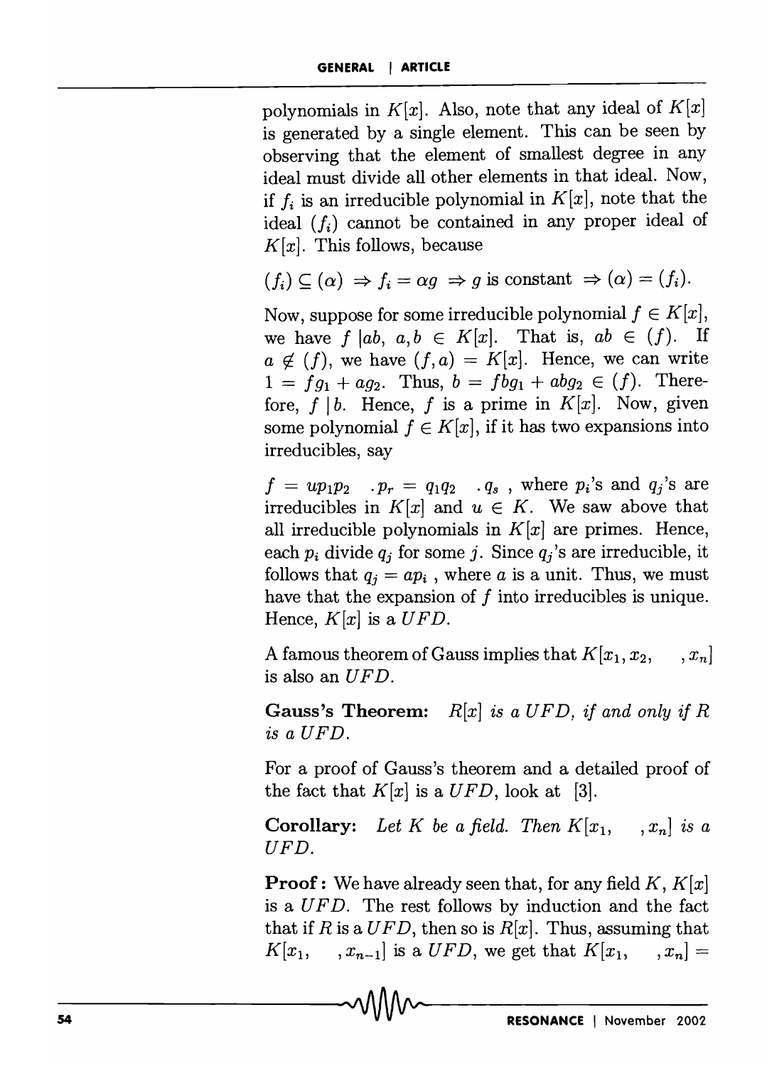polynomials in $K[x]$. Also, note that any ideal of $K[x]$ is generated by a single element. This can be seen by observing that the element of smallest degree in any ideal must divide all other elements in that ideal. Now, if $f_i$ is an irreducible polynomial in $K[x]$, note that the ideal $(f_i)$ cannot be contained in any proper ideal of $K[x]$. This follows, because

$$(f_i) \subseteq (\alpha) \Rightarrow f_i = \alpha g \Rightarrow g \text{ is constant } \Rightarrow (\alpha) = (f_i).$$

Now, suppose for some irreducible polynomial $f \in K[x]$, we have $f \mid ab$, $a, b \in K[x]$. That is, $ab \in (f)$. If $a \notin (f)$, we have $(f, a) = K[x]$. Hence, we can write $1 = fg_1 + ag_2$. Thus, $b = fbg_1 + abg_2 \in (f)$. Therefore, $f \mid b$. Hence, $f$ is a prime in $K[x]$. Now, given some polynomial $f \in K[x]$, if it has two expansions into irreducibles, say

$f = up_1p_2 \ldots p_r = q_1q_2 \ldots q_s$, where $p_i$'s and $q_j$'s are irreducibles in $K[x]$ and $u \in K$. We saw above that all irreducible polynomials in $K[x]$ are primes. Hence, each $p_i$ divide $q_j$ for some $j$. Since $q_j$'s are irreducible, it follows that $q_j = ap_i$, where $a$ is a unit. Thus, we must have that the expansion of $f$ into irreducibles is unique. Hence, $K[x]$ is a $UFD$.

A famous theorem of Gauss implies that $K[x_1, x_2, \ldots, x_n]$ is also an $UFD$.

**Gauss's Theorem:** *$R[x]$ is a $UFD$, if and only if $R$ is a $UFD$.*

For a proof of Gauss's theorem and a detailed proof of the fact that $K[x]$ is a $UFD$, look at [3].

**Corollary:** *Let $K$ be a field. Then $K[x_1, \ldots, x_n]$ is a $UFD$.*

**Proof :** We have already seen that, for any field $K$, $K[x]$ is a $UFD$. The rest follows by induction and the fact that if $R$ is a $UFD$, then so is $R[x]$. Thus, assuming that $K[x_1, \ldots, x_{n-1}]$ is a $UFD$, we get that $K[x_1, \ldots, x_n] =$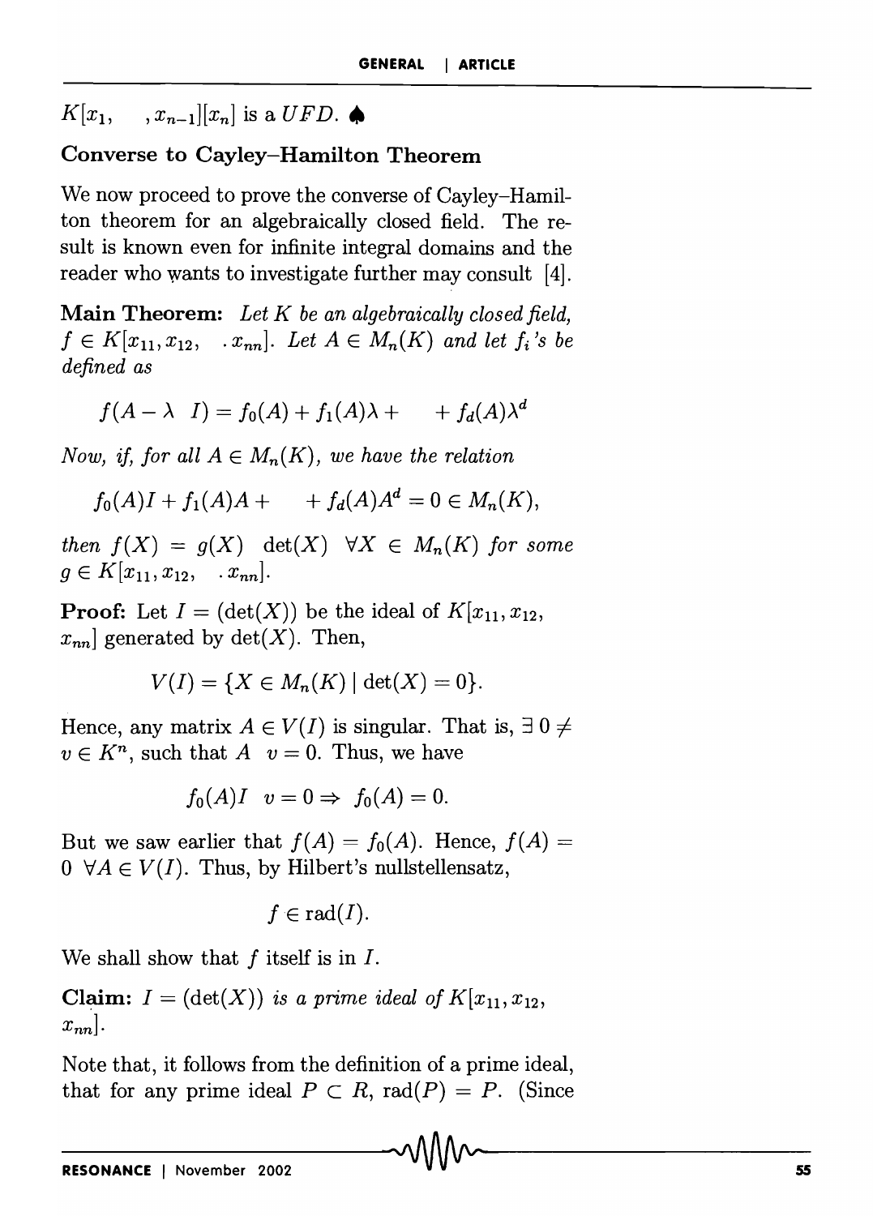$K[x_1, \ldots, x_{n-1}][x_n]$ is a $UFD$. ♠

### Converse to Cayley–Hamilton Theorem

We now proceed to prove the converse of Cayley–Hamilton theorem for an algebraically closed field. The result is known even for infinite integral domains and the reader who wants to investigate further may consult [4].

**Main Theorem:** *Let $K$ be an algebraically closed field, $f \in K[x_{11}, x_{12}, \ldots x_{nn}]$. Let $A \in M_n(K)$ and let $f_i$'s be defined as*

$$f(A - \lambda \cdot I) = f_0(A) + f_1(A)\lambda + \cdots + f_d(A)\lambda^d$$

*Now, if, for all $A \in M_n(K)$, we have the relation*

$$f_0(A)I + f_1(A)A + \cdots + f_d(A)A^d = 0 \in M_n(K),$$

*then $f(X) = g(X) \cdot \det(X)$ $\forall X \in M_n(K)$ for some $g \in K[x_{11}, x_{12}, \ldots x_{nn}]$.*

**Proof:** Let $I = (\det(X))$ be the ideal of $K[x_{11}, x_{12}, \ldots x_{nn}]$ generated by $\det(X)$. Then,

$$V(I) = \{X \in M_n(K) \mid \det(X) = 0\}.$$

Hence, any matrix $A \in V(I)$ is singular. That is, $\exists\, 0 \neq v \in K^n$, such that $A \cdot v = 0$. Thus, we have

$$f_0(A)I \cdot v = 0 \Rightarrow f_0(A) = 0.$$

But we saw earlier that $f(A) = f_0(A)$. Hence, $f(A) = 0$ $\forall A \in V(I)$. Thus, by Hilbert's nullstellensatz,

$$f \in \text{rad}(I).$$

We shall show that $f$ itself is in $I$.

**Claim:** *$I = (\det(X))$ is a prime ideal of $K[x_{11}, x_{12}, \ldots x_{nn}]$.*

Note that, it follows from the definition of a prime ideal, that for any prime ideal $P \subset R$, $\text{rad}(P) = P$. (Since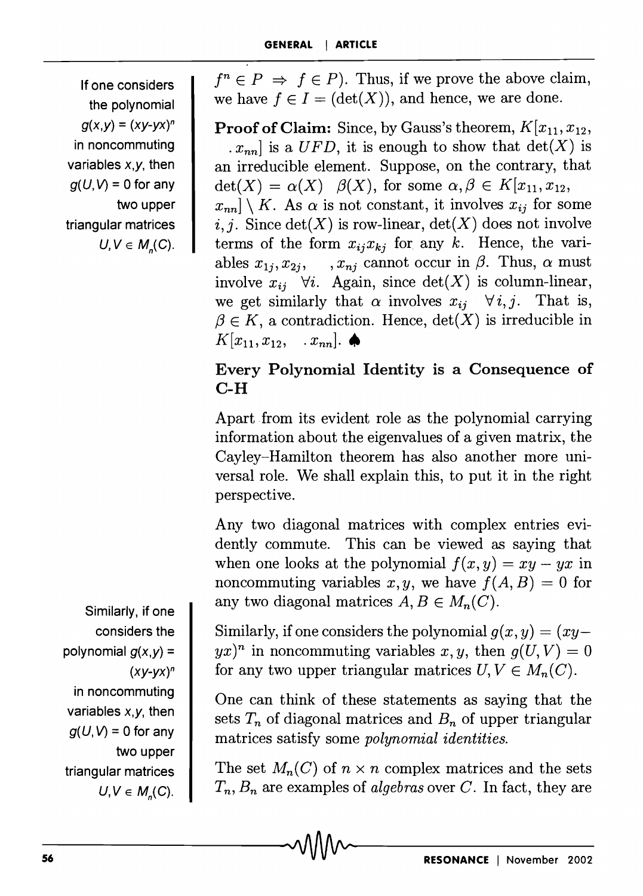$f^n \in P \Rightarrow f \in P$). Thus, if we prove the above claim, we have $f \in I = (\det(X))$, and hence, we are done.

**Proof of Claim:** Since, by Gauss's theorem, $K[x_{11}, x_{12}, \ldots x_{nn}]$ is a $UFD$, it is enough to show that $\det(X)$ is an irreducible element. Suppose, on the contrary, that $\det(X) = \alpha(X)\ \beta(X)$, for some $\alpha, \beta \in K[x_{11}, x_{12}, \ldots x_{nn}] \setminus K$. As $\alpha$ is not constant, it involves $x_{ij}$ for some $i, j$. Since $\det(X)$ is row-linear, $\det(X)$ does not involve terms of the form $x_{ij}x_{kj}$ for any $k$. Hence, the variables $x_{1j}, x_{2j}, \ldots, x_{nj}$ cannot occur in $\beta$. Thus, $\alpha$ must involve $x_{ij}\ \forall i$. Again, since $\det(X)$ is column-linear, we get similarly that $\alpha$ involves $x_{ij}\ \ \forall i, j$. That is, $\beta \in K$, a contradiction. Hence, $\det(X)$ is irreducible in $K[x_{11}, x_{12}, \ldots x_{nn}]$. ♠

## Every Polynomial Identity is a Consequence of C-H

Apart from its evident role as the polynomial carrying information about the eigenvalues of a given matrix, the Cayley–Hamilton theorem has also another more universal role. We shall explain this, to put it in the right perspective.

Any two diagonal matrices with complex entries evidently commute. This can be viewed as saying that when one looks at the polynomial $f(x, y) = xy - yx$ in noncommuting variables $x, y$, we have $f(A, B) = 0$ for any two diagonal matrices $A, B \in M_n(C)$.

Similarly, if one considers the polynomial $g(x, y) = (xy - yx)^n$ in noncommuting variables $x, y$, then $g(U, V) = 0$ for any two upper triangular matrices $U, V \in M_n(C)$.

One can think of these statements as saying that the sets $T_n$ of diagonal matrices and $B_n$ of upper triangular matrices satisfy some *polynomial identities.*

The set $M_n(C)$ of $n \times n$ complex matrices and the sets $T_n, B_n$ are examples of *algebras* over $C$. In fact, they are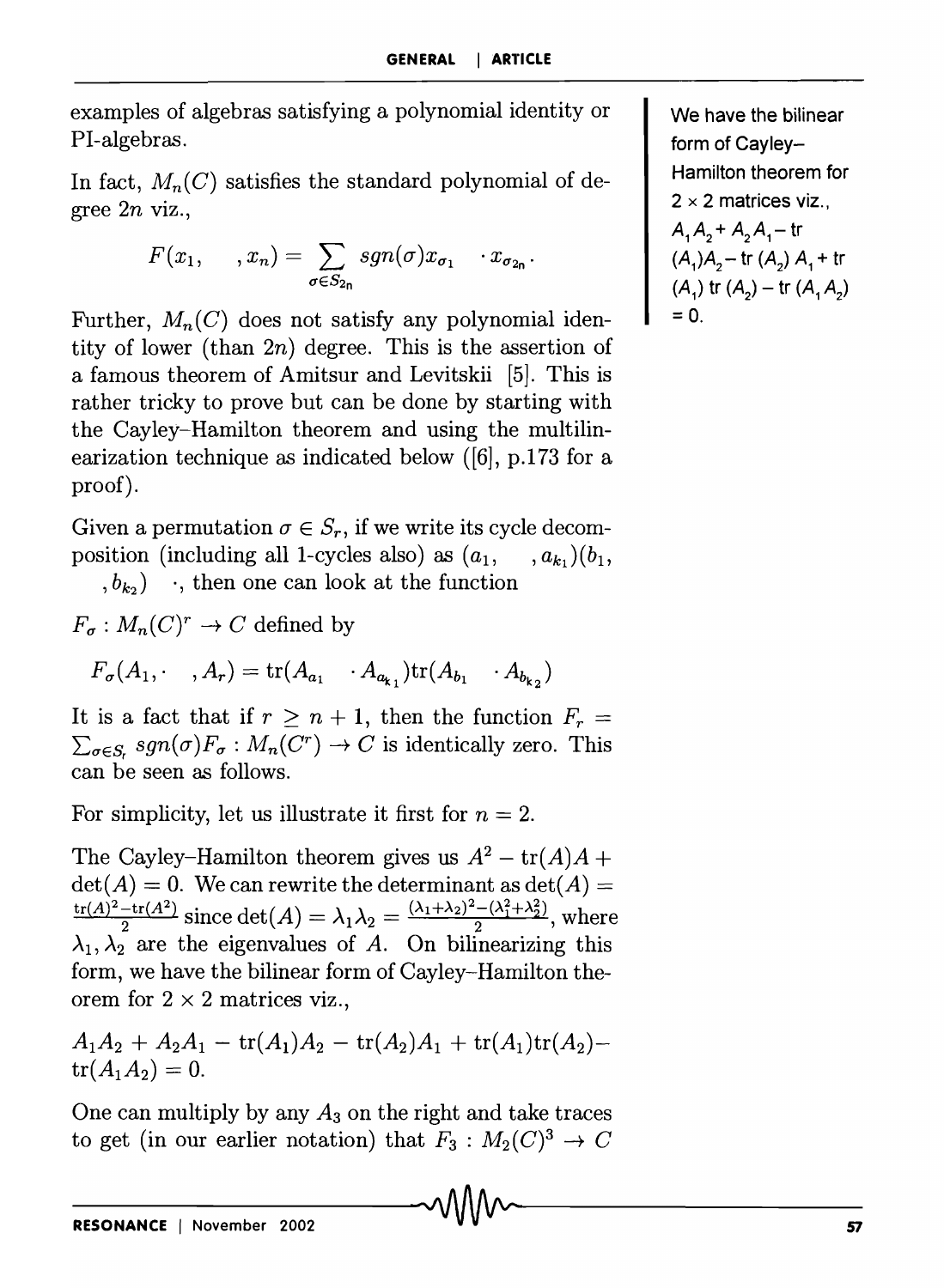examples of algebras satisfying a polynomial identity or PI-algebras.

In fact, $M_n(C)$ satisfies the standard polynomial of degree $2n$ viz.,

$$F(x_1, \quad , x_n) = \sum_{\sigma \in S_{2n}} sgn(\sigma) x_{\sigma_1} \quad \cdot x_{\sigma_{2n}}.$$

Further, $M_n(C)$ does not satisfy any polynomial identity of lower (than $2n$) degree. This is the assertion of a famous theorem of Amitsur and Levitskii [5]. This is rather tricky to prove but can be done by starting with the Cayley–Hamilton theorem and using the multilinearization technique as indicated below ([6], p.173 for a proof).

We have the bilinear form of Cayley–Hamilton theorem for $2 \times 2$ matrices viz., $A_1A_2 + A_2A_1 - \text{tr}(A_1)A_2 - \text{tr}(A_2)A_1 + \text{tr}(A_1)\,\text{tr}(A_2) - \text{tr}(A_1A_2) = 0$.

Given a permutation $\sigma \in S_r$, if we write its cycle decomposition (including all 1-cycles also) as $(a_1, \quad , a_{k_1})(b_1, \quad , b_{k_2}) \quad \cdot$, then one can look at the function

$F_\sigma : M_n(C)^r \to C$ defined by

$$F_\sigma(A_1, \cdot \quad , A_r) = \text{tr}(A_{a_1} \quad \cdot A_{a_{k_1}})\text{tr}(A_{b_1} \quad \cdot A_{b_{k_2}})$$

It is a fact that if $r \geq n+1$, then the function $F_r = \sum_{\sigma \in S_r} sgn(\sigma) F_\sigma : M_n(C^r) \to C$ is identically zero. This can be seen as follows.

For simplicity, let us illustrate it first for $n = 2$.

The Cayley–Hamilton theorem gives us $A^2 - \text{tr}(A)A + \det(A) = 0$. We can rewrite the determinant as $\det(A) = \frac{\text{tr}(A)^2 - \text{tr}(A^2)}{2}$ since $\det(A) = \lambda_1\lambda_2 = \frac{(\lambda_1+\lambda_2)^2 - (\lambda_1^2+\lambda_2^2)}{2}$, where $\lambda_1, \lambda_2$ are the eigenvalues of $A$. On bilinearizing this form, we have the bilinear form of Cayley–Hamilton theorem for $2 \times 2$ matrices viz.,

$$A_1A_2 + A_2A_1 - \text{tr}(A_1)A_2 - \text{tr}(A_2)A_1 + \text{tr}(A_1)\text{tr}(A_2) - \text{tr}(A_1A_2) = 0.$$

One can multiply by any $A_3$ on the right and take traces to get (in our earlier notation) that $F_3 : M_2(C)^3 \to C$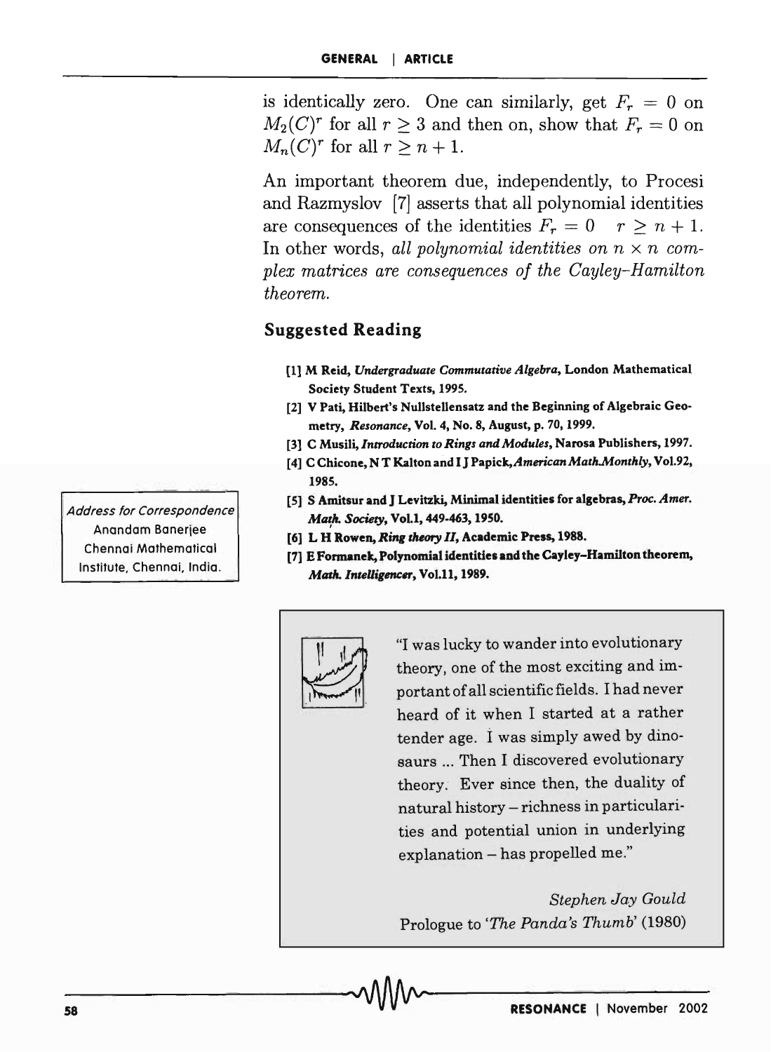is identically zero. One can similarly, get $F_r = 0$ on $M_2(C)^r$ for all $r \geq 3$ and then on, show that $F_r = 0$ on $M_n(C)^r$ for all $r \geq n+1$.

An important theorem due, independently, to Procesi and Razmyslov [7] asserts that all polynomial identities are consequences of the identities $F_r = 0 \quad r \geq n+1$. In other words, *all polynomial identities on $n \times n$ complex matrices are consequences of the Cayley–Hamilton theorem.*

## Suggested Reading

[1] M Reid, *Undergraduate Commutative Algebra*, London Mathematical Society Student Texts, 1995.

[2] V Pati, Hilbert's Nullstellensatz and the Beginning of Algebraic Geometry, *Resonance*, Vol. 4, No. 8, August, p. 70, 1999.

[3] C Musili, *Introduction to Rings and Modules*, Narosa Publishers, 1997.

[4] C Chicone, N T Kalton and I J Papick, *American Math.Monthly*, Vol.92, 1985.

[5] S Amitsur and J Levitzki, Minimal identities for algebras, *Proc. Amer. Math. Society*, Vol.1, 449-463, 1950.

[6] L H Rowen, *Ring theory II*, Academic Press, 1988.

[7] E Formanek, Polynomial identities and the Cayley–Hamilton theorem, *Math. Intelligencer*, Vol.11, 1989.

*Address for Correspondence*
Anandam Banerjee
Chennai Mathematical Institute, Chennai, India.

"I was lucky to wander into evolutionary theory, one of the most exciting and important of all scientific fields. I had never heard of it when I started at a rather tender age. I was simply awed by dinosaurs ... Then I discovered evolutionary theory. Ever since then, the duality of natural history – richness in particularities and potential union in underlying explanation – has propelled me."

*Stephen Jay Gould*
Prologue to '*The Panda's Thumb*' (1980)